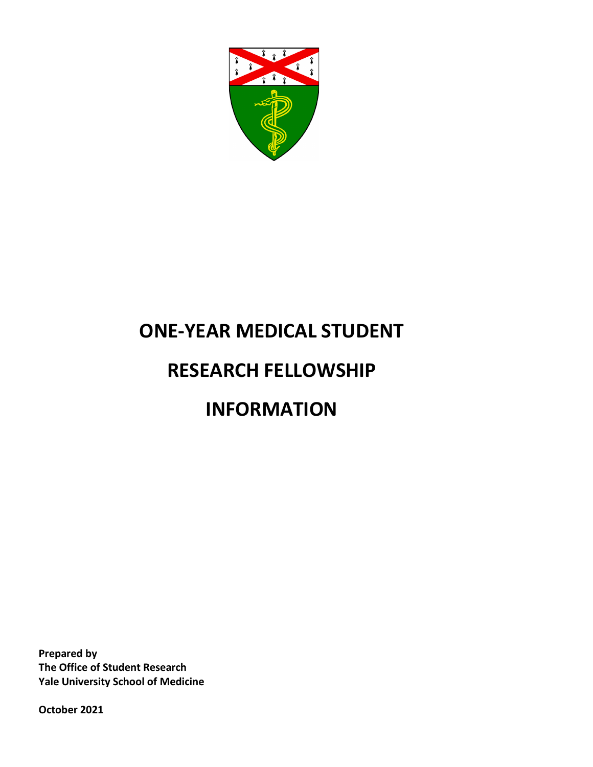# ONE-YEAR MEDICAL STUDENT

# RESEARCH FELLOWSHIP

# INFORMATION

**Prepared by**
**The Office of Student Research**
**Yale University School of Medicine**

**October 2021**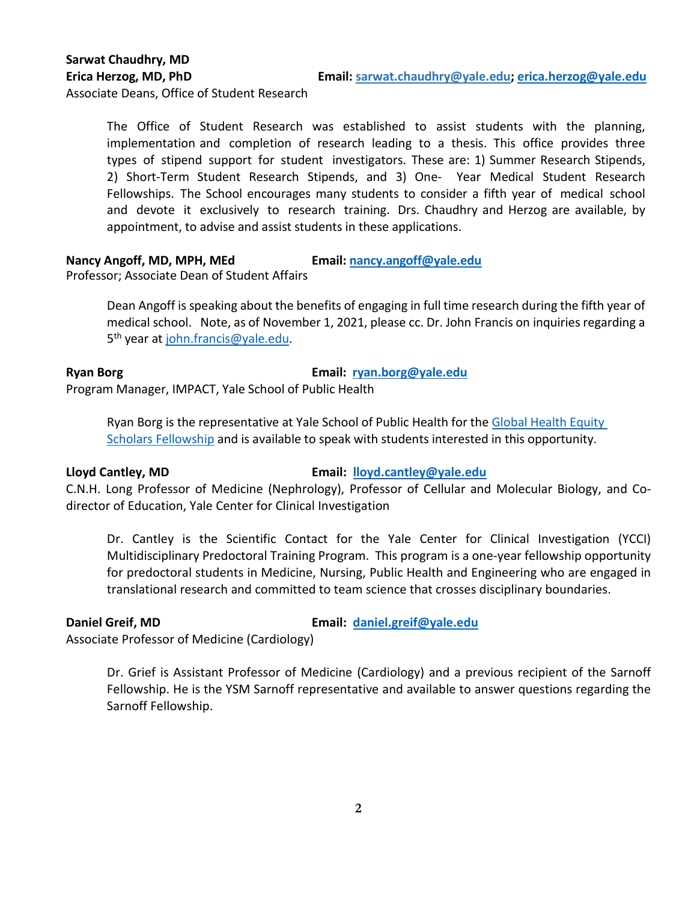**Sarwat Chaudhry, MD**
**Erica Herzog, MD, PhD** **Email: [sarwat.chaudhry@yale.edu](mailto:sarwat.chaudhry@yale.edu); [erica.herzog@yale.edu](mailto:erica.herzog@yale.edu)**
Associate Deans, Office of Student Research

> The Office of Student Research was established to assist students with the planning, implementation and completion of research leading to a thesis. This office provides three types of stipend support for student investigators. These are: 1) Summer Research Stipends, 2) Short-Term Student Research Stipends, and 3) One- Year Medical Student Research Fellowships. The School encourages many students to consider a fifth year of medical school and devote it exclusively to research training. Drs. Chaudhry and Herzog are available, by appointment, to advise and assist students in these applications.

**Nancy Angoff, MD, MPH, MEd** **Email: [nancy.angoff@yale.edu](mailto:nancy.angoff@yale.edu)**
Professor; Associate Dean of Student Affairs

> Dean Angoff is speaking about the benefits of engaging in full time research during the fifth year of medical school. Note, as of November 1, 2021, please cc. Dr. John Francis on inquiries regarding a 5th year at [john.francis@yale.edu](mailto:john.francis@yale.edu).

**Ryan Borg** **Email: [ryan.borg@yale.edu](mailto:ryan.borg@yale.edu)**
Program Manager, IMPACT, Yale School of Public Health

> Ryan Borg is the representative at Yale School of Public Health for the Global Health Equity Scholars Fellowship and is available to speak with students interested in this opportunity.

**Lloyd Cantley, MD** **Email: [lloyd.cantley@yale.edu](mailto:lloyd.cantley@yale.edu)**
C.N.H. Long Professor of Medicine (Nephrology), Professor of Cellular and Molecular Biology, and Co-director of Education, Yale Center for Clinical Investigation

> Dr. Cantley is the Scientific Contact for the Yale Center for Clinical Investigation (YCCI) Multidisciplinary Predoctoral Training Program. This program is a one-year fellowship opportunity for predoctoral students in Medicine, Nursing, Public Health and Engineering who are engaged in translational research and committed to team science that crosses disciplinary boundaries.

**Daniel Greif, MD** **Email: [daniel.greif@yale.edu](mailto:daniel.greif@yale.edu)**
Associate Professor of Medicine (Cardiology)

> Dr. Grief is Assistant Professor of Medicine (Cardiology) and a previous recipient of the Sarnoff Fellowship. He is the YSM Sarnoff representative and available to answer questions regarding the Sarnoff Fellowship.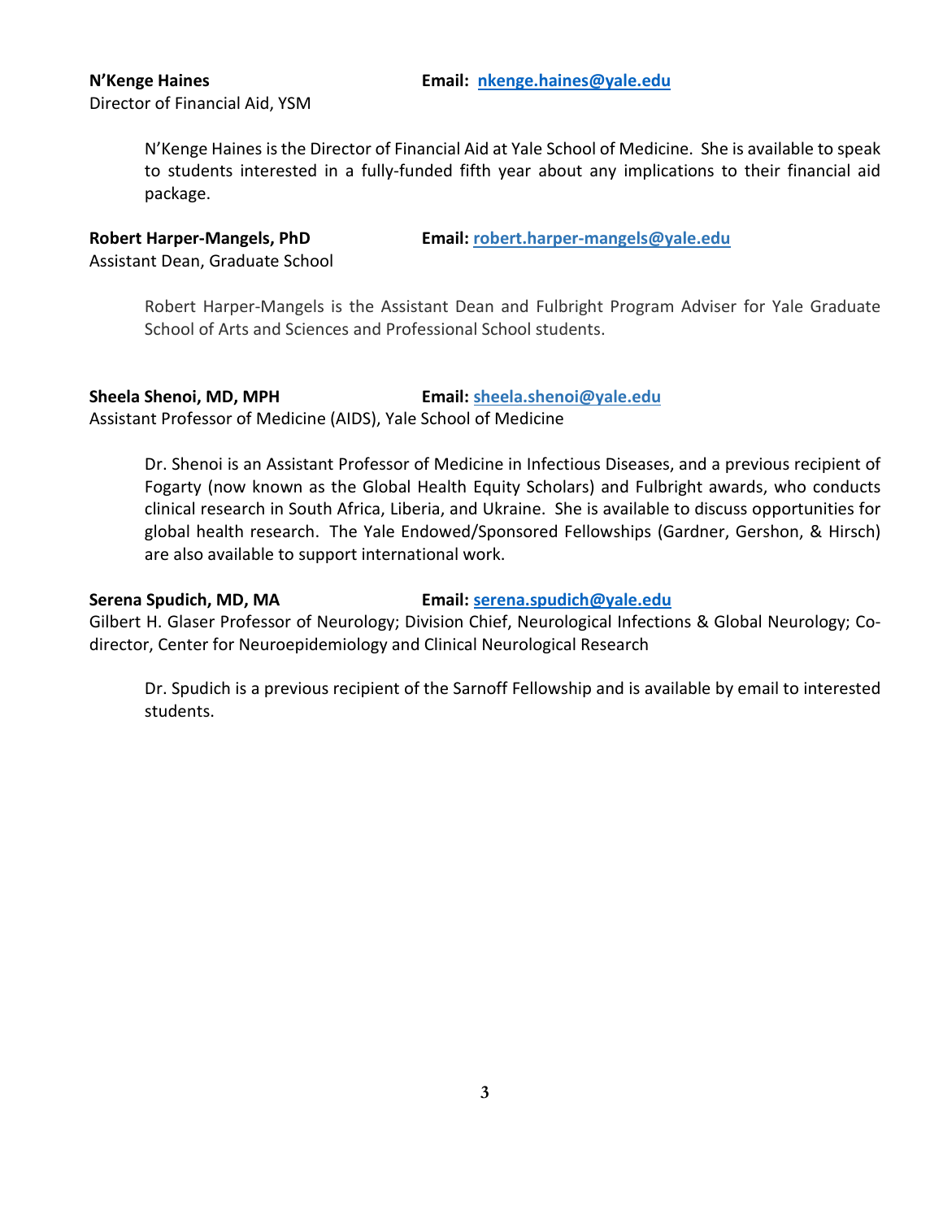**N'Kenge Haines** **Email:** [nkenge.haines@yale.edu](mailto:nkenge.haines@yale.edu)
Director of Financial Aid, YSM

N'Kenge Haines is the Director of Financial Aid at Yale School of Medicine. She is available to speak to students interested in a fully-funded fifth year about any implications to their financial aid package.

**Robert Harper-Mangels, PhD** **Email:** [robert.harper-mangels@yale.edu](mailto:robert.harper-mangels@yale.edu)
Assistant Dean, Graduate School

Robert Harper-Mangels is the Assistant Dean and Fulbright Program Adviser for Yale Graduate School of Arts and Sciences and Professional School students.

**Sheela Shenoi, MD, MPH** **Email:** [sheela.shenoi@yale.edu](mailto:sheela.shenoi@yale.edu)
Assistant Professor of Medicine (AIDS), Yale School of Medicine

Dr. Shenoi is an Assistant Professor of Medicine in Infectious Diseases, and a previous recipient of Fogarty (now known as the Global Health Equity Scholars) and Fulbright awards, who conducts clinical research in South Africa, Liberia, and Ukraine. She is available to discuss opportunities for global health research. The Yale Endowed/Sponsored Fellowships (Gardner, Gershon, & Hirsch) are also available to support international work.

**Serena Spudich, MD, MA** **Email:** [serena.spudich@yale.edu](mailto:serena.spudich@yale.edu)
Gilbert H. Glaser Professor of Neurology; Division Chief, Neurological Infections & Global Neurology; Co-director, Center for Neuroepidemiology and Clinical Neurological Research

Dr. Spudich is a previous recipient of the Sarnoff Fellowship and is available by email to interested students.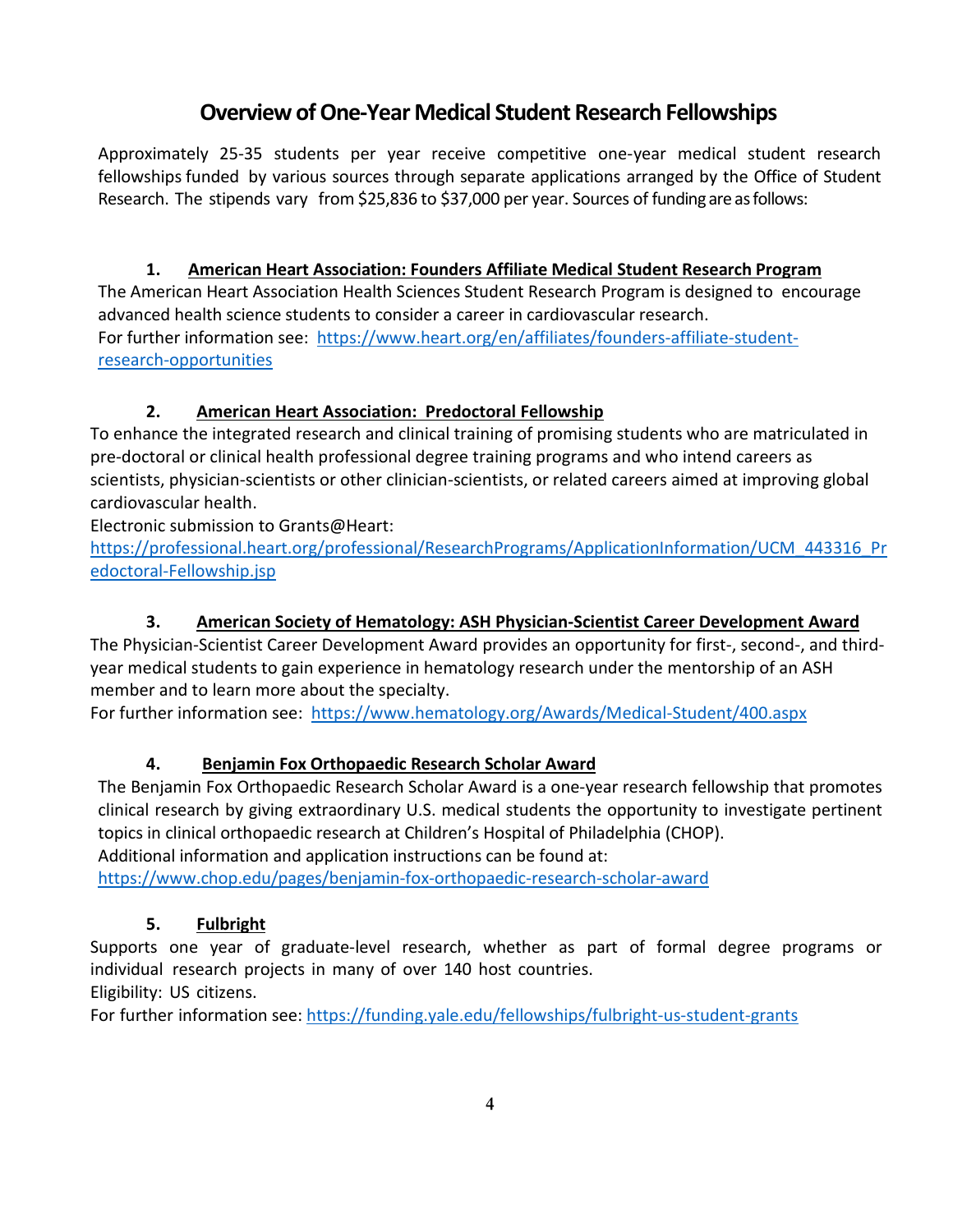# Overview of One-Year Medical Student Research Fellowships

Approximately 25-35 students per year receive competitive one-year medical student research fellowships funded by various sources through separate applications arranged by the Office of Student Research. The stipends vary from $25,836 to $37,000 per year. Sources of funding are as follows:

1. **American Heart Association: Founders Affiliate Medical Student Research Program**

The American Heart Association Health Sciences Student Research Program is designed to encourage advanced health science students to consider a career in cardiovascular research.
For further information see: https://www.heart.org/en/affiliates/founders-affiliate-student-research-opportunities

2. **American Heart Association: Predoctoral Fellowship**

To enhance the integrated research and clinical training of promising students who are matriculated in pre-doctoral or clinical health professional degree training programs and who intend careers as scientists, physician-scientists or other clinician-scientists, or related careers aimed at improving global cardiovascular health.
Electronic submission to Grants@Heart:
https://professional.heart.org/professional/ResearchPrograms/ApplicationInformation/UCM_443316_Predoctoral-Fellowship.jsp

3. **American Society of Hematology: ASH Physician-Scientist Career Development Award**

The Physician-Scientist Career Development Award provides an opportunity for first-, second-, and third-year medical students to gain experience in hematology research under the mentorship of an ASH member and to learn more about the specialty.
For further information see: https://www.hematology.org/Awards/Medical-Student/400.aspx

4. **Benjamin Fox Orthopaedic Research Scholar Award**

The Benjamin Fox Orthopaedic Research Scholar Award is a one-year research fellowship that promotes clinical research by giving extraordinary U.S. medical students the opportunity to investigate pertinent topics in clinical orthopaedic research at Children's Hospital of Philadelphia (CHOP).
Additional information and application instructions can be found at:
https://www.chop.edu/pages/benjamin-fox-orthopaedic-research-scholar-award

5. **Fulbright**

Supports one year of graduate-level research, whether as part of formal degree programs or individual research projects in many of over 140 host countries.
Eligibility: US citizens.
For further information see: https://funding.yale.edu/fellowships/fulbright-us-student-grants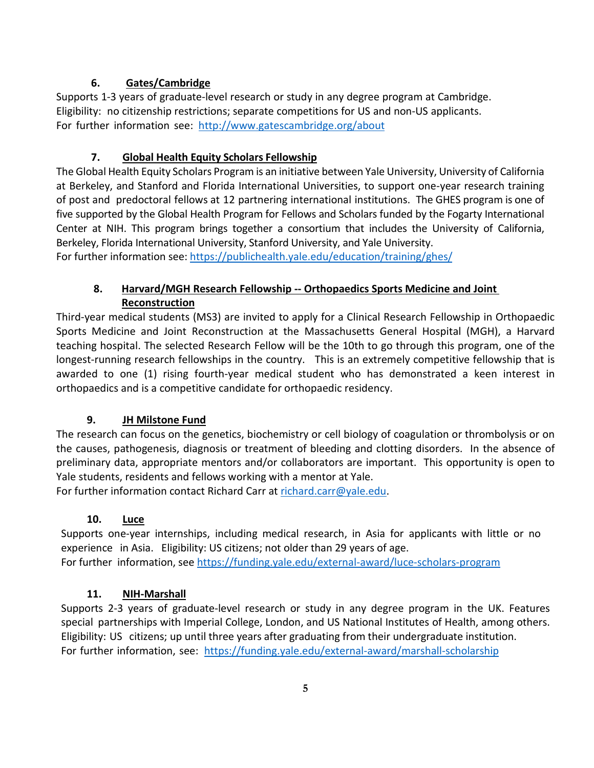### 6. Gates/Cambridge

Supports 1-3 years of graduate-level research or study in any degree program at Cambridge.
Eligibility: no citizenship restrictions; separate competitions for US and non-US applicants.
For further information see: http://www.gatescambridge.org/about

### 7. Global Health Equity Scholars Fellowship

The Global Health Equity Scholars Program is an initiative between Yale University, University of California at Berkeley, and Stanford and Florida International Universities, to support one-year research training of post and predoctoral fellows at 12 partnering international institutions. The GHES program is one of five supported by the Global Health Program for Fellows and Scholars funded by the Fogarty International Center at NIH. This program brings together a consortium that includes the University of California, Berkeley, Florida International University, Stanford University, and Yale University.
For further information see: https://publichealth.yale.edu/education/training/ghes/

### 8. Harvard/MGH Research Fellowship -- Orthopaedics Sports Medicine and Joint Reconstruction

Third-year medical students (MS3) are invited to apply for a Clinical Research Fellowship in Orthopaedic Sports Medicine and Joint Reconstruction at the Massachusetts General Hospital (MGH), a Harvard teaching hospital. The selected Research Fellow will be the 10th to go through this program, one of the longest-running research fellowships in the country. This is an extremely competitive fellowship that is awarded to one (1) rising fourth-year medical student who has demonstrated a keen interest in orthopaedics and is a competitive candidate for orthopaedic residency.

### 9. JH Milstone Fund

The research can focus on the genetics, biochemistry or cell biology of coagulation or thrombolysis or on the causes, pathogenesis, diagnosis or treatment of bleeding and clotting disorders. In the absence of preliminary data, appropriate mentors and/or collaborators are important. This opportunity is open to Yale students, residents and fellows working with a mentor at Yale.
For further information contact Richard Carr at richard.carr@yale.edu.

### 10. Luce

Supports one-year internships, including medical research, in Asia for applicants with little or no experience in Asia. Eligibility: US citizens; not older than 29 years of age.
For further information, see https://funding.yale.edu/external-award/luce-scholars-program

### 11. NIH-Marshall

Supports 2-3 years of graduate-level research or study in any degree program in the UK. Features special partnerships with Imperial College, London, and US National Institutes of Health, among others.
Eligibility: US citizens; up until three years after graduating from their undergraduate institution.
For further information, see: https://funding.yale.edu/external-award/marshall-scholarship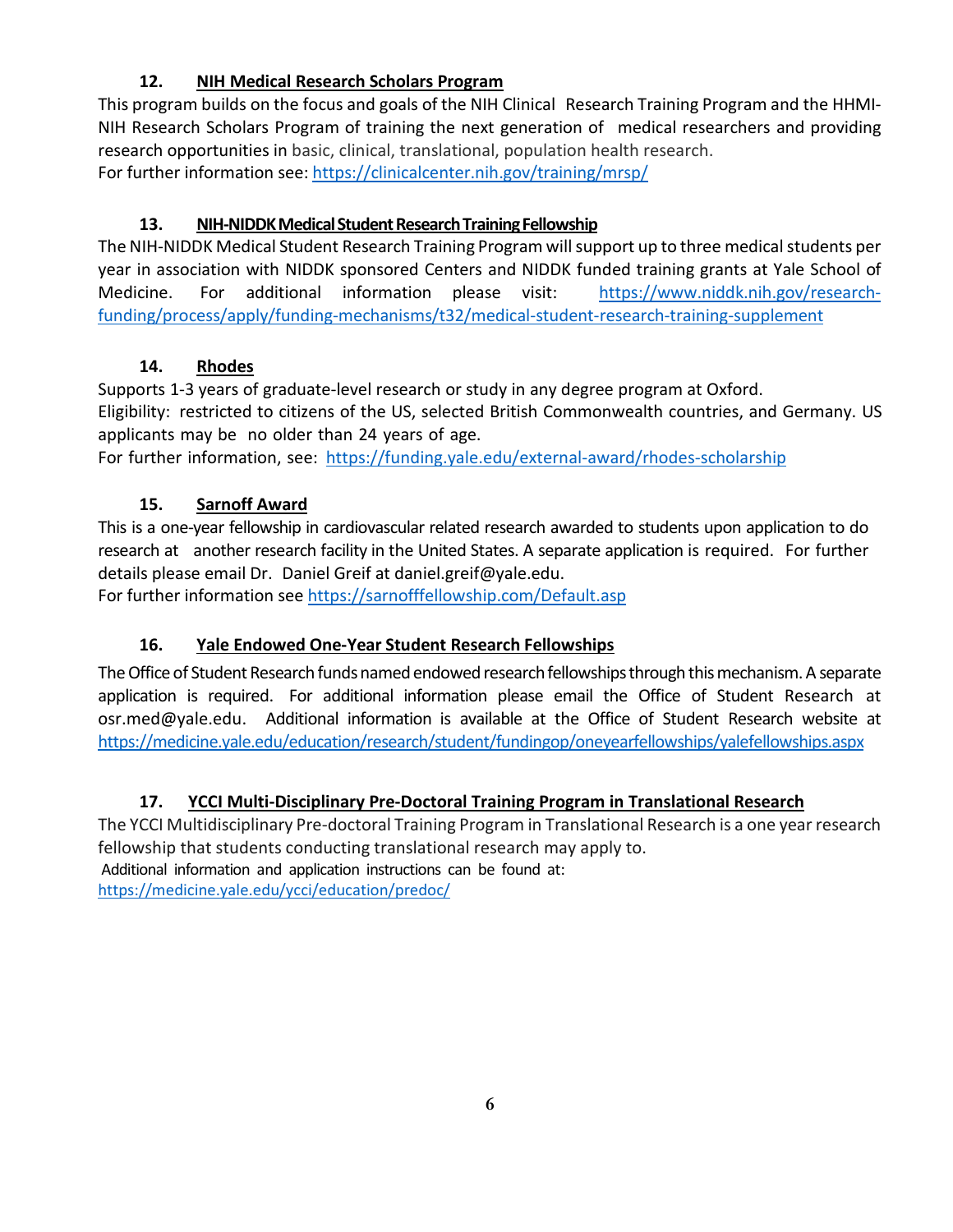### 12. NIH Medical Research Scholars Program

This program builds on the focus and goals of the NIH Clinical Research Training Program and the HHMI-NIH Research Scholars Program of training the next generation of medical researchers and providing research opportunities in basic, clinical, translational, population health research.
For further information see: https://clinicalcenter.nih.gov/training/mrsp/

### 13. NIH-NIDDK Medical Student Research Training Fellowship

The NIH-NIDDK Medical Student Research Training Program will support up to three medical students per year in association with NIDDK sponsored Centers and NIDDK funded training grants at Yale School of Medicine. For additional information please visit: https://www.niddk.nih.gov/research-funding/process/apply/funding-mechanisms/t32/medical-student-research-training-supplement

### 14. Rhodes

Supports 1-3 years of graduate-level research or study in any degree program at Oxford.
Eligibility: restricted to citizens of the US, selected British Commonwealth countries, and Germany. US applicants may be no older than 24 years of age.
For further information, see: https://funding.yale.edu/external-award/rhodes-scholarship

### 15. Sarnoff Award

This is a one-year fellowship in cardiovascular related research awarded to students upon application to do research at another research facility in the United States. A separate application is required. For further details please email Dr. Daniel Greif at daniel.greif@yale.edu.
For further information see https://sarnofffellowship.com/Default.asp

### 16. Yale Endowed One-Year Student Research Fellowships

The Office of Student Research funds named endowed research fellowships through this mechanism. A separate application is required. For additional information please email the Office of Student Research at osr.med@yale.edu. Additional information is available at the Office of Student Research website at https://medicine.yale.edu/education/research/student/fundingop/oneyearfellowships/yalefellowships.aspx

### 17. YCCI Multi-Disciplinary Pre-Doctoral Training Program in Translational Research

The YCCI Multidisciplinary Pre-doctoral Training Program in Translational Research is a one year research fellowship that students conducting translational research may apply to.
Additional information and application instructions can be found at:
https://medicine.yale.edu/ycci/education/predoc/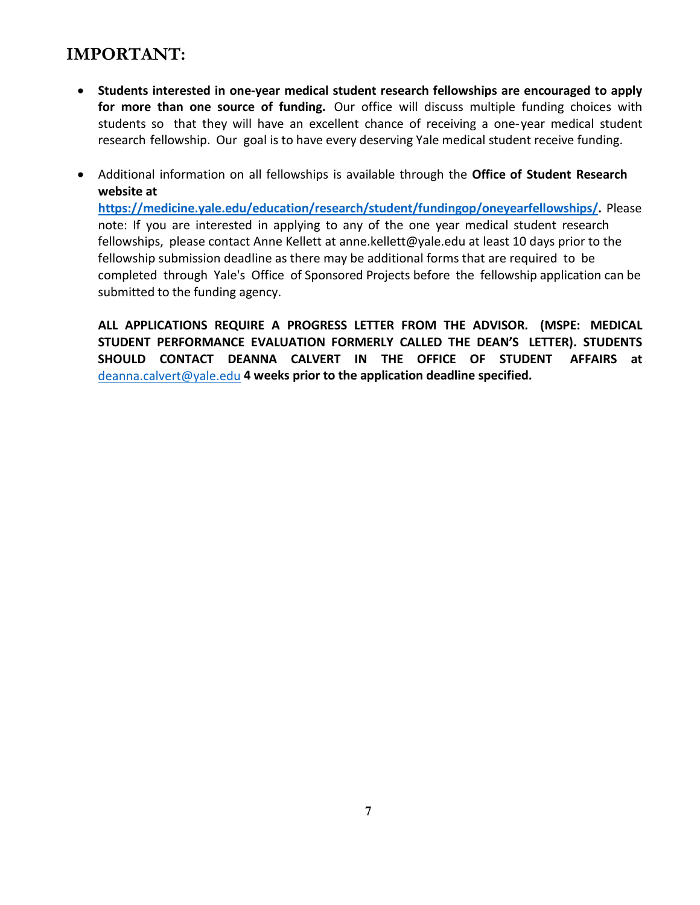## IMPORTANT:

- **Students interested in one-year medical student research fellowships are encouraged to apply for more than one source of funding.** Our office will discuss multiple funding choices with students so that they will have an excellent chance of receiving a one-year medical student research fellowship. Our goal is to have every deserving Yale medical student receive funding.

- Additional information on all fellowships is available through the **Office of Student Research website at** **https://medicine.yale.edu/education/research/student/fundingop/oneyearfellowships/.** Please note: If you are interested in applying to any of the one year medical student research fellowships, please contact Anne Kellett at anne.kellett@yale.edu at least 10 days prior to the fellowship submission deadline as there may be additional forms that are required to be completed through Yale's Office of Sponsored Projects before the fellowship application can be submitted to the funding agency.

  **ALL APPLICATIONS REQUIRE A PROGRESS LETTER FROM THE ADVISOR. (MSPE: MEDICAL STUDENT PERFORMANCE EVALUATION FORMERLY CALLED THE DEAN'S LETTER). STUDENTS SHOULD CONTACT DEANNA CALVERT IN THE OFFICE OF STUDENT AFFAIRS at** deanna.calvert@yale.edu **4 weeks prior to the application deadline specified.**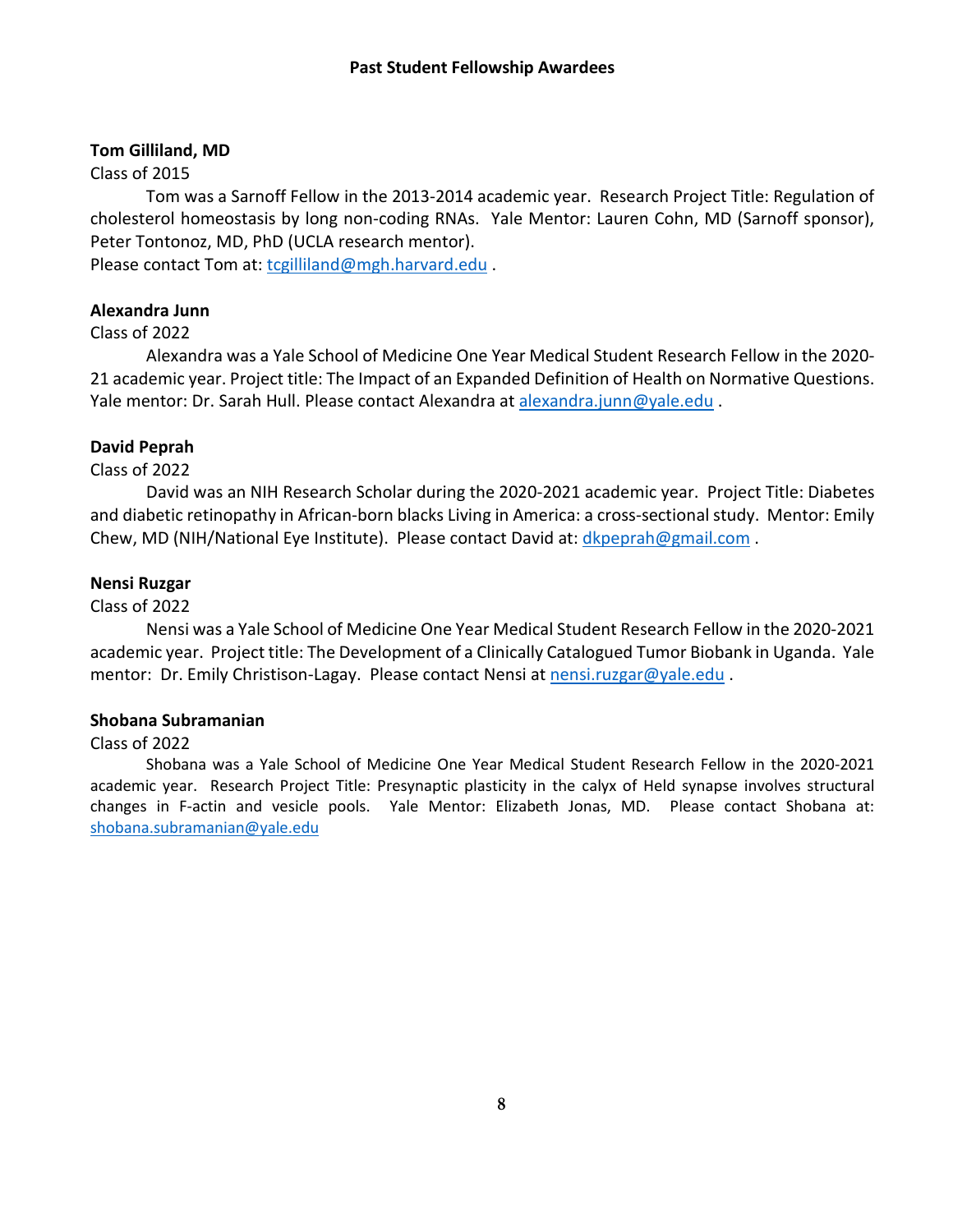## Past Student Fellowship Awardees

**Tom Gilliland, MD**

Class of 2015

Tom was a Sarnoff Fellow in the 2013-2014 academic year. Research Project Title: Regulation of cholesterol homeostasis by long non-coding RNAs. Yale Mentor: Lauren Cohn, MD (Sarnoff sponsor), Peter Tontonoz, MD, PhD (UCLA research mentor).

Please contact Tom at: tcgilliland@mgh.harvard.edu .

**Alexandra Junn**

Class of 2022

Alexandra was a Yale School of Medicine One Year Medical Student Research Fellow in the 2020-21 academic year. Project title: The Impact of an Expanded Definition of Health on Normative Questions. Yale mentor: Dr. Sarah Hull. Please contact Alexandra at alexandra.junn@yale.edu .

**David Peprah**

Class of 2022

David was an NIH Research Scholar during the 2020-2021 academic year. Project Title: Diabetes and diabetic retinopathy in African-born blacks Living in America: a cross-sectional study. Mentor: Emily Chew, MD (NIH/National Eye Institute). Please contact David at: dkpeprah@gmail.com .

**Nensi Ruzgar**

Class of 2022

Nensi was a Yale School of Medicine One Year Medical Student Research Fellow in the 2020-2021 academic year. Project title: The Development of a Clinically Catalogued Tumor Biobank in Uganda. Yale mentor: Dr. Emily Christison-Lagay. Please contact Nensi at nensi.ruzgar@yale.edu .

**Shobana Subramanian**

Class of 2022

Shobana was a Yale School of Medicine One Year Medical Student Research Fellow in the 2020-2021 academic year. Research Project Title: Presynaptic plasticity in the calyx of Held synapse involves structural changes in F-actin and vesicle pools. Yale Mentor: Elizabeth Jonas, MD. Please contact Shobana at: shobana.subramanian@yale.edu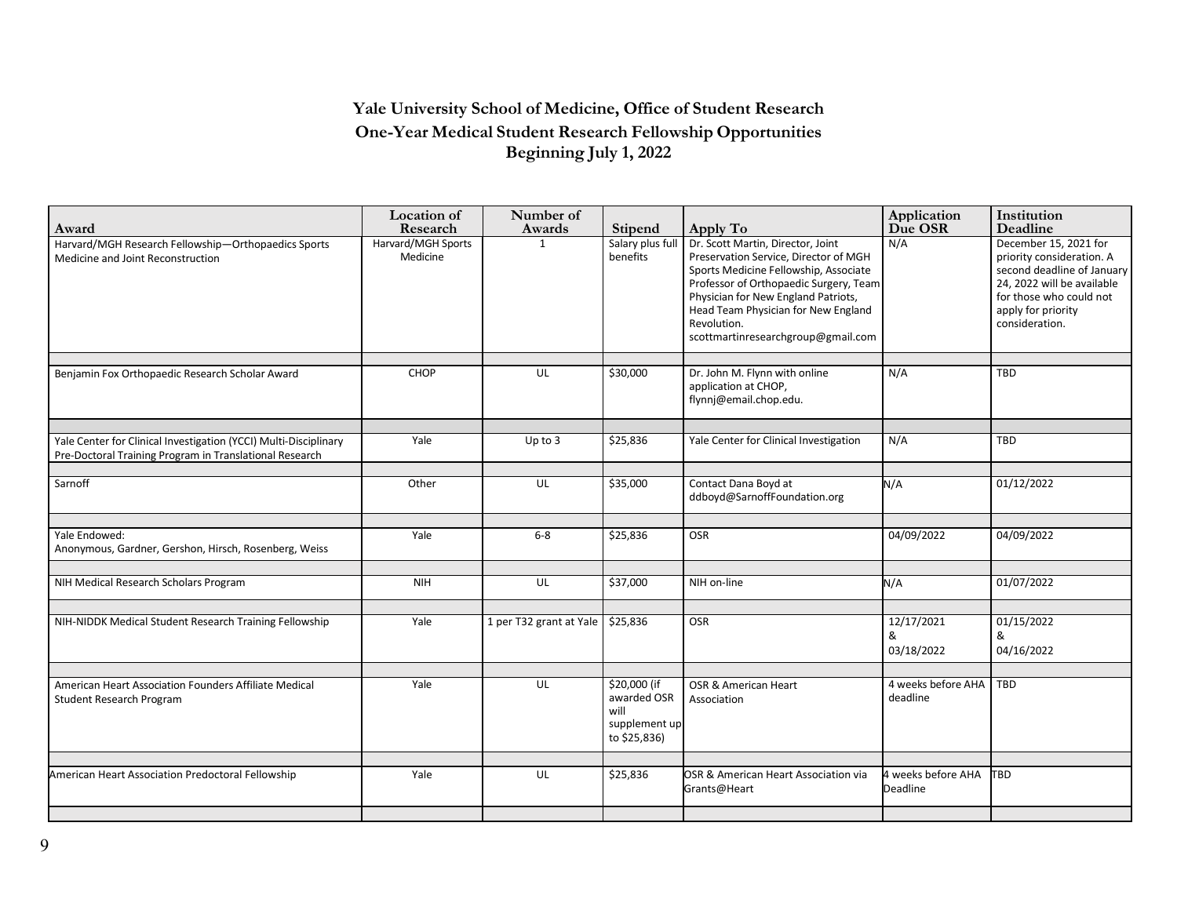# Yale University School of Medicine, Office of Student Research

## One-Year Medical Student Research Fellowship Opportunities

## Beginning July 1, 2022

| Award | Location of Research | Number of Awards | Stipend | Apply To | Application Due OSR | Institution Deadline |
|---|---|---|---|---|---|---|
| Harvard/MGH Research Fellowship—Orthopaedics Sports Medicine and Joint Reconstruction | Harvard/MGH Sports Medicine | 1 | Salary plus full benefits | Dr. Scott Martin, Director, Joint Preservation Service, Director of MGH Sports Medicine Fellowship, Associate Professor of Orthopaedic Surgery, Team Physician for New England Patriots, Head Team Physician for New England Revolution. scottmartinresearchgroup@gmail.com | N/A | December 15, 2021 for priority consideration. A second deadline of January 24, 2022 will be available for those who could not apply for priority consideration. |
| Benjamin Fox Orthopaedic Research Scholar Award | CHOP | UL | $30,000 | Dr. John M. Flynn with online application at CHOP, flynnj@email.chop.edu. | N/A | TBD |
| Yale Center for Clinical Investigation (YCCI) Multi-Disciplinary Pre-Doctoral Training Program in Translational Research | Yale | Up to 3 | $25,836 | Yale Center for Clinical Investigation | N/A | TBD |
| Sarnoff | Other | UL | $35,000 | Contact Dana Boyd at ddboyd@SarnoffFoundation.org | N/A | 01/12/2022 |
| Yale Endowed: Anonymous, Gardner, Gershon, Hirsch, Rosenberg, Weiss | Yale | 6-8 | $25,836 | OSR | 04/09/2022 | 04/09/2022 |
| NIH Medical Research Scholars Program | NIH | UL | $37,000 | NIH on-line | N/A | 01/07/2022 |
| NIH-NIDDK Medical Student Research Training Fellowship | Yale | 1 per T32 grant at Yale | $25,836 | OSR | 12/17/2021 & 03/18/2022 | 01/15/2022 & 04/16/2022 |
| American Heart Association Founders Affiliate Medical Student Research Program | Yale | UL | $20,000 (if awarded OSR will supplement up to $25,836) | OSR & American Heart Association | 4 weeks before AHA deadline | TBD |
| American Heart Association Predoctoral Fellowship | Yale | UL | $25,836 | OSR & American Heart Association via Grants@Heart | 4 weeks before AHA Deadline | TBD |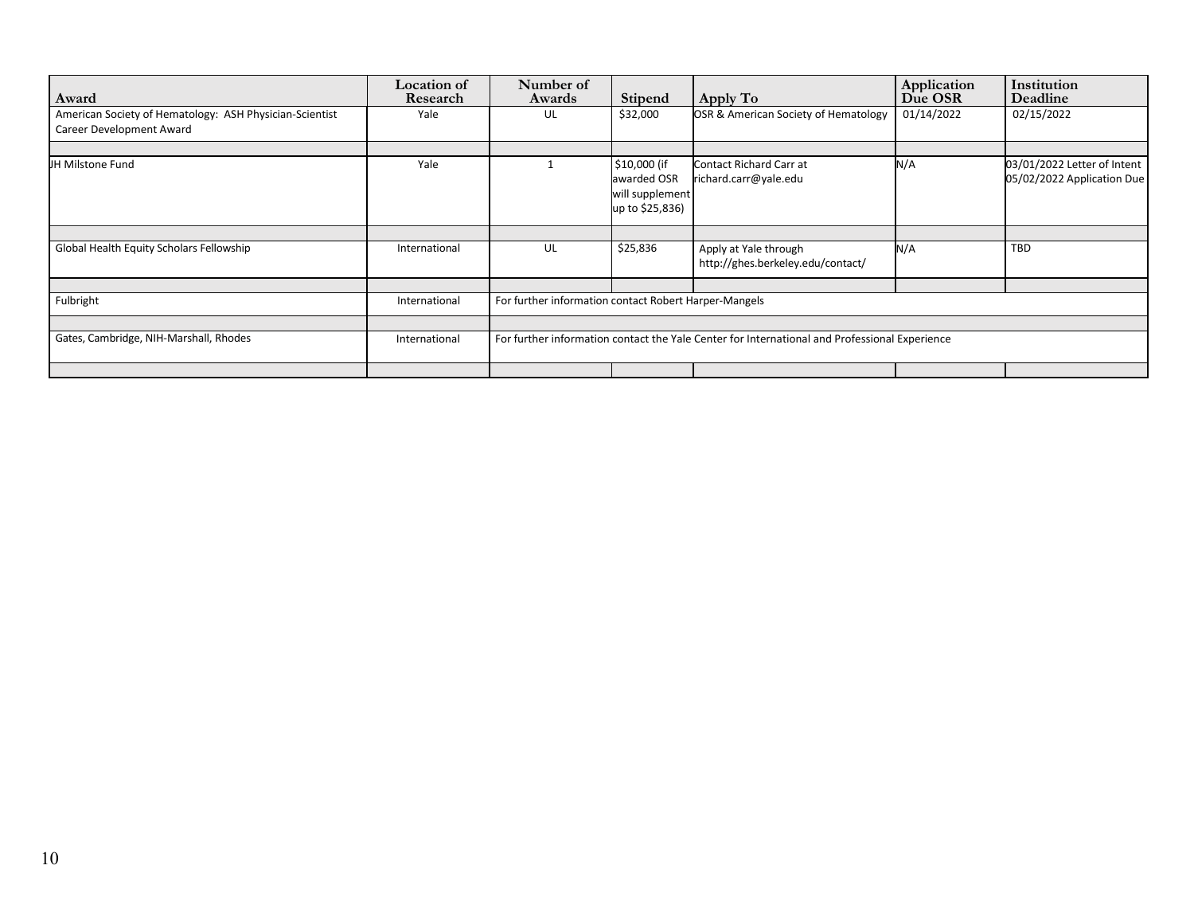| Award | Location of Research | Number of Awards | Stipend | Apply To | Application Due OSR | Institution Deadline |
|---|---|---|---|---|---|---|
| American Society of Hematology: ASH Physician-Scientist Career Development Award | Yale | UL | $32,000 | OSR & American Society of Hematology | 01/14/2022 | 02/15/2022 |
| | | | | | | |
| JH Milstone Fund | Yale | 1 | $10,000 (if awarded OSR will supplement up to $25,836) | Contact Richard Carr at richard.carr@yale.edu | N/A | 03/01/2022 Letter of Intent 05/02/2022 Application Due |
| | | | | | | |
| Global Health Equity Scholars Fellowship | International | UL | $25,836 | Apply at Yale through http://ghes.berkeley.edu/contact/ | N/A | TBD |
| | | | | | | |
| Fulbright | International | For further information contact Robert Harper-Mangels | | | | |
| | | | | | | |
| Gates, Cambridge, NIH-Marshall, Rhodes | International | For further information contact the Yale Center for International and Professional Experience | | | | |
| | | | | | | |